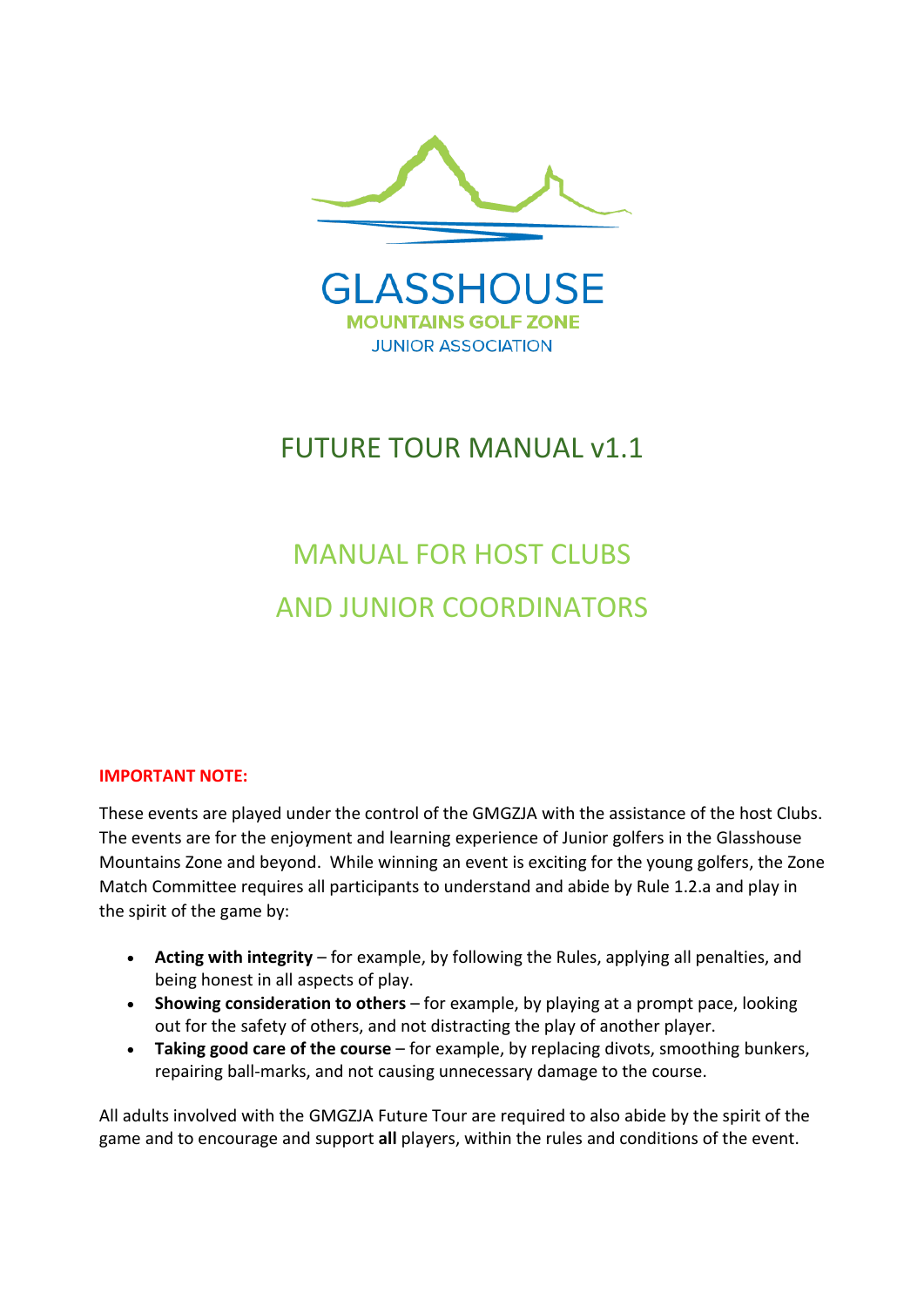GLASSHOUSE
MOUNTAINS GOLF ZONE
JUNIOR ASSOCIATION

# FUTURE TOUR MANUAL v1.1

## MANUAL FOR HOST CLUBS AND JUNIOR COORDINATORS

**IMPORTANT NOTE:**

These events are played under the control of the GMGZJA with the assistance of the host Clubs. The events are for the enjoyment and learning experience of Junior golfers in the Glasshouse Mountains Zone and beyond. While winning an event is exciting for the young golfers, the Zone Match Committee requires all participants to understand and abide by Rule 1.2.a and play in the spirit of the game by:

- **Acting with integrity** – for example, by following the Rules, applying all penalties, and being honest in all aspects of play.
- **Showing consideration to others** – for example, by playing at a prompt pace, looking out for the safety of others, and not distracting the play of another player.
- **Taking good care of the course** – for example, by replacing divots, smoothing bunkers, repairing ball-marks, and not causing unnecessary damage to the course.

All adults involved with the GMGZJA Future Tour are required to also abide by the spirit of the game and to encourage and support **all** players, within the rules and conditions of the event.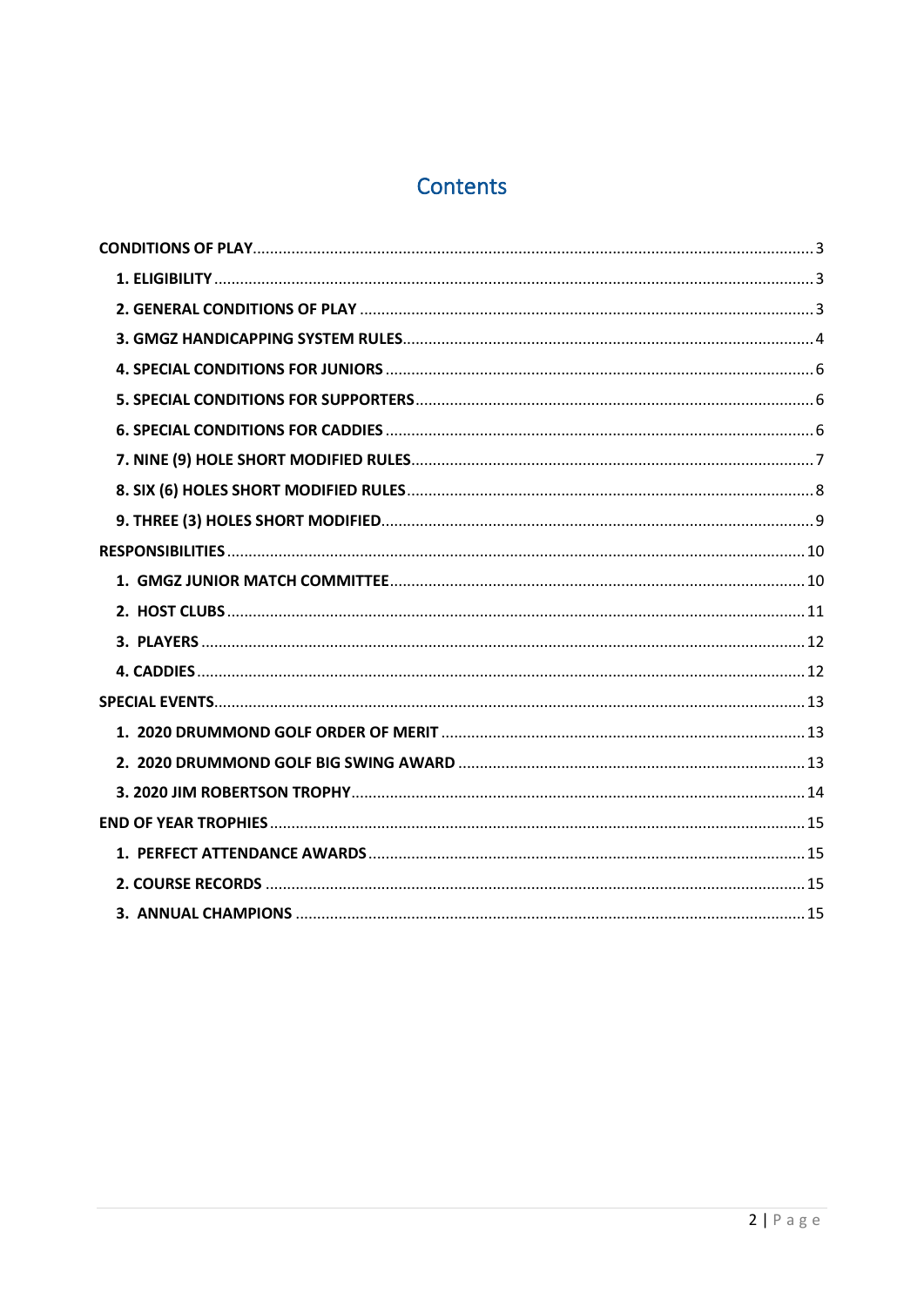# Contents

**CONDITIONS OF PLAY** ........................................ 3

- **1. ELIGIBILITY** ........................................ 3
- **2. GENERAL CONDITIONS OF PLAY** ........................................ 3
- **3. GMGZ HANDICAPPING SYSTEM RULES** ........................................ 4
- **4. SPECIAL CONDITIONS FOR JUNIORS** ........................................ 6
- **5. SPECIAL CONDITIONS FOR SUPPORTERS** ........................................ 6
- **6. SPECIAL CONDITIONS FOR CADDIES** ........................................ 6
- **7. NINE (9) HOLE SHORT MODIFIED RULES** ........................................ 7
- **8. SIX (6) HOLES SHORT MODIFIED RULES** ........................................ 8
- **9. THREE (3) HOLES SHORT MODIFIED** ........................................ 9

**RESPONSIBILITIES** ........................................ 10

- **1. GMGZ JUNIOR MATCH COMMITTEE** ........................................ 10
- **2. HOST CLUBS** ........................................ 11
- **3. PLAYERS** ........................................ 12
- **4. CADDIES** ........................................ 12

**SPECIAL EVENTS** ........................................ 13

- **1. 2020 DRUMMOND GOLF ORDER OF MERIT** ........................................ 13
- **2. 2020 DRUMMOND GOLF BIG SWING AWARD** ........................................ 13
- **3. 2020 JIM ROBERTSON TROPHY** ........................................ 14

**END OF YEAR TROPHIES** ........................................ 15

- **1. PERFECT ATTENDANCE AWARDS** ........................................ 15
- **2. COURSE RECORDS** ........................................ 15
- **3. ANNUAL CHAMPIONS** ........................................ 15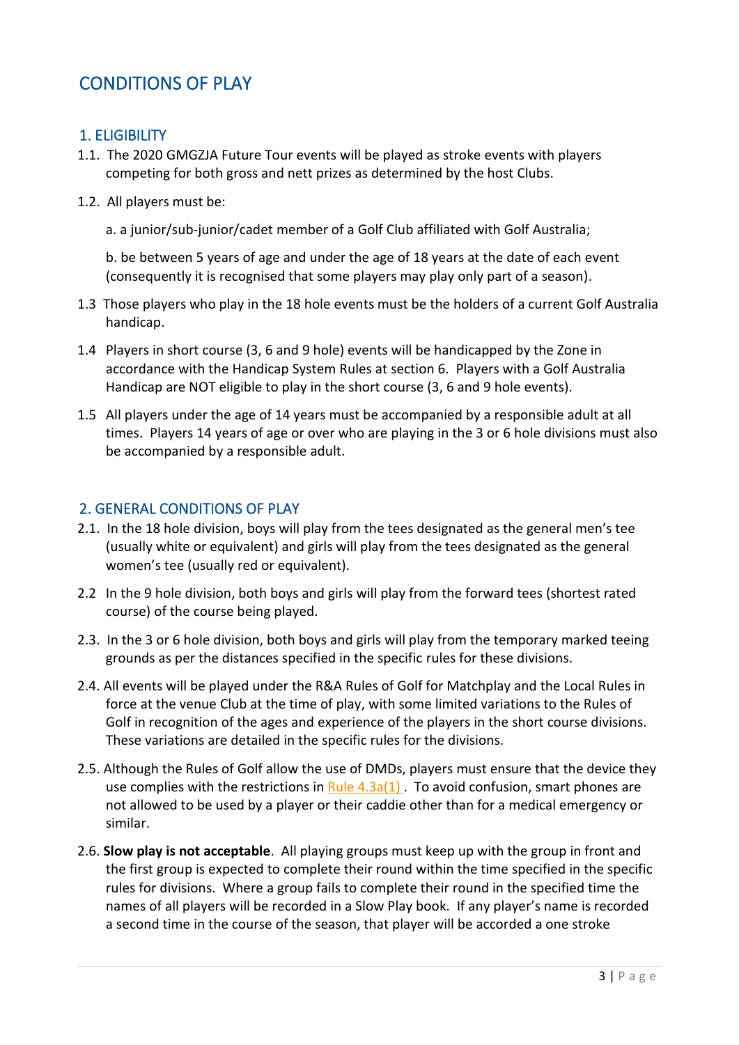# CONDITIONS OF PLAY

## 1. ELIGIBILITY

1.1. The 2020 GMGZJA Future Tour events will be played as stroke events with players competing for both gross and nett prizes as determined by the host Clubs.

1.2. All players must be:

a. a junior/sub-junior/cadet member of a Golf Club affiliated with Golf Australia;

b. be between 5 years of age and under the age of 18 years at the date of each event (consequently it is recognised that some players may play only part of a season).

1.3 Those players who play in the 18 hole events must be the holders of a current Golf Australia handicap.

1.4 Players in short course (3, 6 and 9 hole) events will be handicapped by the Zone in accordance with the Handicap System Rules at section 6. Players with a Golf Australia Handicap are NOT eligible to play in the short course (3, 6 and 9 hole events).

1.5 All players under the age of 14 years must be accompanied by a responsible adult at all times. Players 14 years of age or over who are playing in the 3 or 6 hole divisions must also be accompanied by a responsible adult.

## 2. GENERAL CONDITIONS OF PLAY

2.1. In the 18 hole division, boys will play from the tees designated as the general men's tee (usually white or equivalent) and girls will play from the tees designated as the general women's tee (usually red or equivalent).

2.2 In the 9 hole division, both boys and girls will play from the forward tees (shortest rated course) of the course being played.

2.3. In the 3 or 6 hole division, both boys and girls will play from the temporary marked teeing grounds as per the distances specified in the specific rules for these divisions.

2.4. All events will be played under the R&A Rules of Golf for Matchplay and the Local Rules in force at the venue Club at the time of play, with some limited variations to the Rules of Golf in recognition of the ages and experience of the players in the short course divisions. These variations are detailed in the specific rules for the divisions.

2.5. Although the Rules of Golf allow the use of DMDs, players must ensure that the device they use complies with the restrictions in Rule 4.3a(1). To avoid confusion, smart phones are not allowed to be used by a player or their caddie other than for a medical emergency or similar.

2.6. **Slow play is not acceptable**. All playing groups must keep up with the group in front and the first group is expected to complete their round within the time specified in the specific rules for divisions. Where a group fails to complete their round in the specified time the names of all players will be recorded in a Slow Play book. If any player's name is recorded a second time in the course of the season, that player will be accorded a one stroke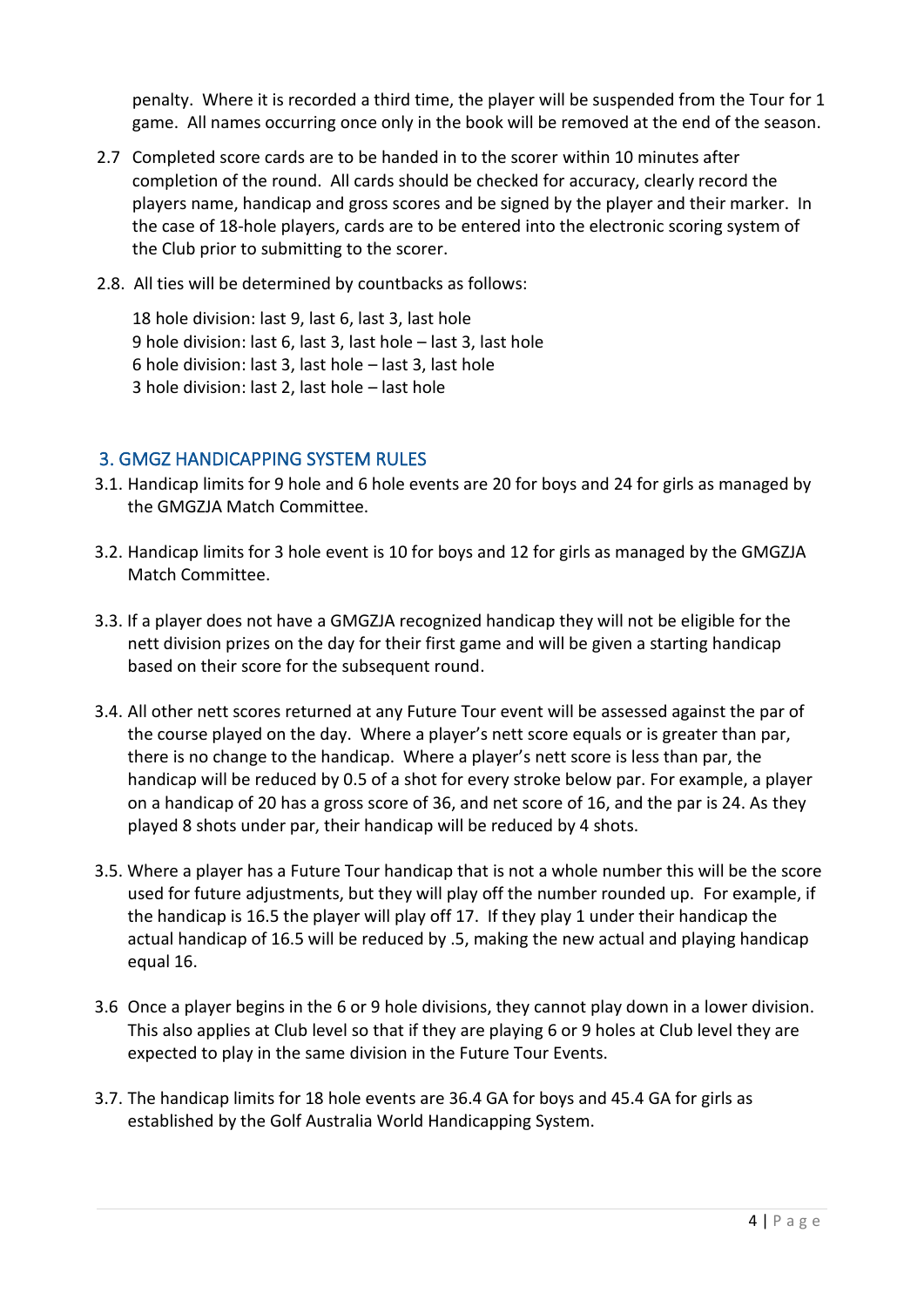penalty. Where it is recorded a third time, the player will be suspended from the Tour for 1 game. All names occurring once only in the book will be removed at the end of the season.

2.7 Completed score cards are to be handed in to the scorer within 10 minutes after completion of the round. All cards should be checked for accuracy, clearly record the players name, handicap and gross scores and be signed by the player and their marker. In the case of 18-hole players, cards are to be entered into the electronic scoring system of the Club prior to submitting to the scorer.

2.8. All ties will be determined by countbacks as follows:

18 hole division: last 9, last 6, last 3, last hole
9 hole division: last 6, last 3, last hole – last 3, last hole
6 hole division: last 3, last hole – last 3, last hole
3 hole division: last 2, last hole – last hole

## 3. GMGZ HANDICAPPING SYSTEM RULES

3.1. Handicap limits for 9 hole and 6 hole events are 20 for boys and 24 for girls as managed by the GMGZJA Match Committee.

3.2. Handicap limits for 3 hole event is 10 for boys and 12 for girls as managed by the GMGZJA Match Committee.

3.3. If a player does not have a GMGZJA recognized handicap they will not be eligible for the nett division prizes on the day for their first game and will be given a starting handicap based on their score for the subsequent round.

3.4. All other nett scores returned at any Future Tour event will be assessed against the par of the course played on the day. Where a player's nett score equals or is greater than par, there is no change to the handicap. Where a player's nett score is less than par, the handicap will be reduced by 0.5 of a shot for every stroke below par. For example, a player on a handicap of 20 has a gross score of 36, and net score of 16, and the par is 24. As they played 8 shots under par, their handicap will be reduced by 4 shots.

3.5. Where a player has a Future Tour handicap that is not a whole number this will be the score used for future adjustments, but they will play off the number rounded up. For example, if the handicap is 16.5 the player will play off 17. If they play 1 under their handicap the actual handicap of 16.5 will be reduced by .5, making the new actual and playing handicap equal 16.

3.6 Once a player begins in the 6 or 9 hole divisions, they cannot play down in a lower division. This also applies at Club level so that if they are playing 6 or 9 holes at Club level they are expected to play in the same division in the Future Tour Events.

3.7. The handicap limits for 18 hole events are 36.4 GA for boys and 45.4 GA for girls as established by the Golf Australia World Handicapping System.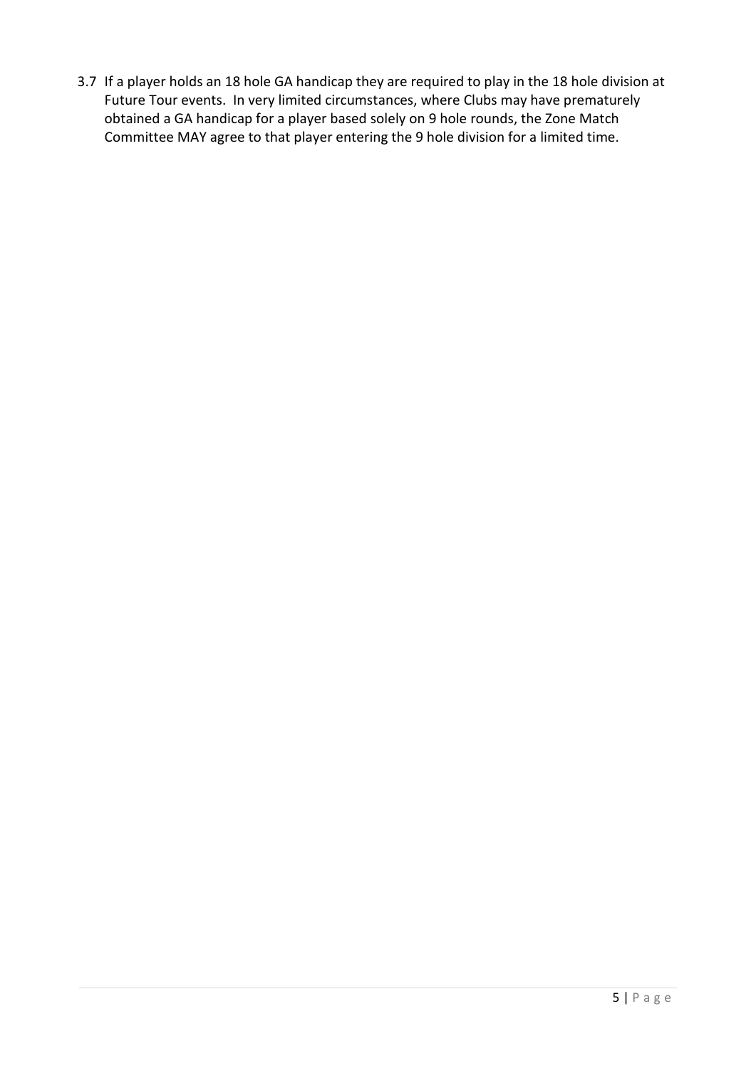3.7 If a player holds an 18 hole GA handicap they are required to play in the 18 hole division at Future Tour events. In very limited circumstances, where Clubs may have prematurely obtained a GA handicap for a player based solely on 9 hole rounds, the Zone Match Committee MAY agree to that player entering the 9 hole division for a limited time.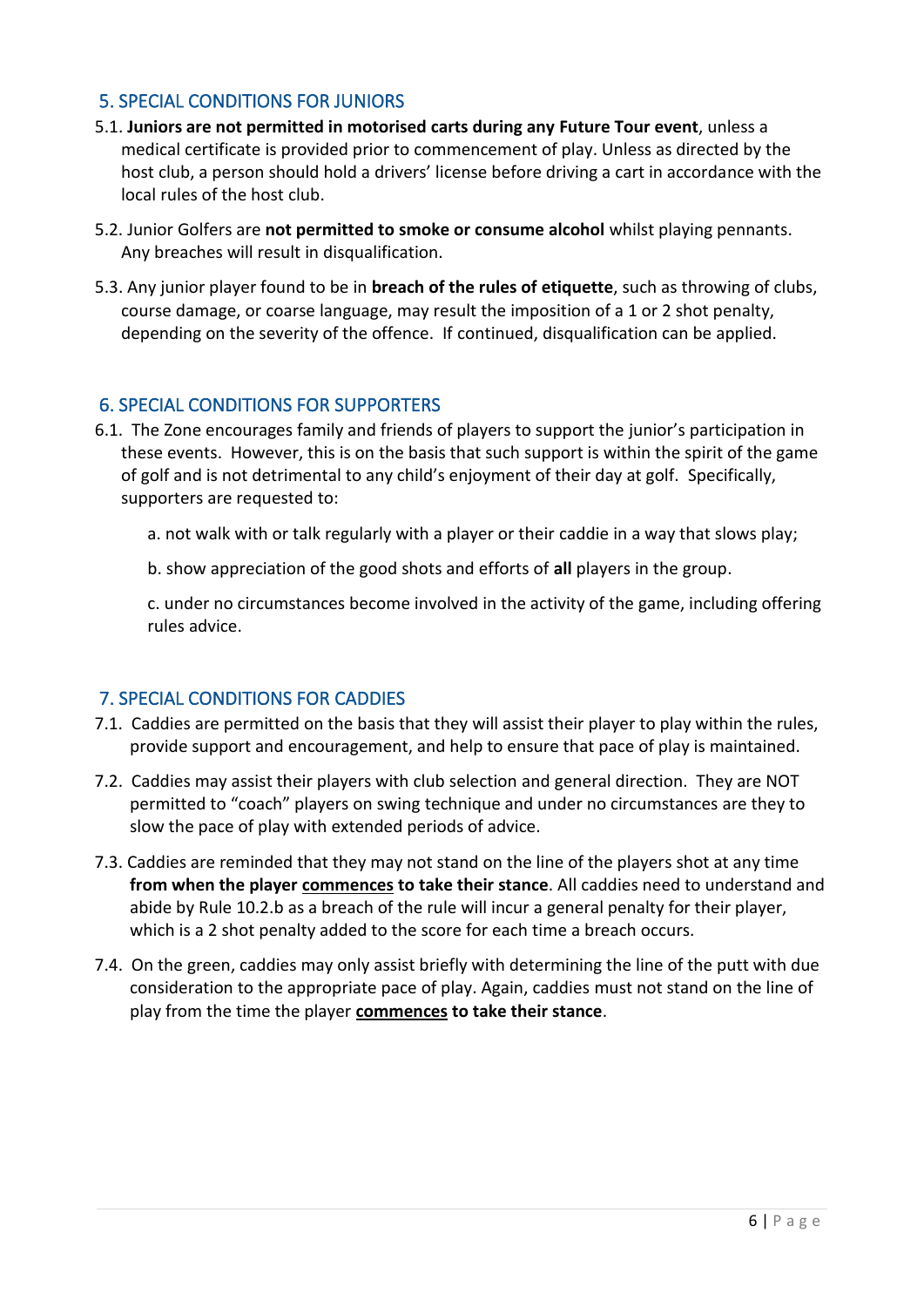## 5. SPECIAL CONDITIONS FOR JUNIORS

5.1. **Juniors are not permitted in motorised carts during any Future Tour event**, unless a medical certificate is provided prior to commencement of play. Unless as directed by the host club, a person should hold a drivers' license before driving a cart in accordance with the local rules of the host club.

5.2. Junior Golfers are **not permitted to smoke or consume alcohol** whilst playing pennants. Any breaches will result in disqualification.

5.3. Any junior player found to be in **breach of the rules of etiquette**, such as throwing of clubs, course damage, or coarse language, may result the imposition of a 1 or 2 shot penalty, depending on the severity of the offence. If continued, disqualification can be applied.

## 6. SPECIAL CONDITIONS FOR SUPPORTERS

6.1. The Zone encourages family and friends of players to support the junior's participation in these events. However, this is on the basis that such support is within the spirit of the game of golf and is not detrimental to any child's enjoyment of their day at golf. Specifically, supporters are requested to:

a. not walk with or talk regularly with a player or their caddie in a way that slows play;

b. show appreciation of the good shots and efforts of **all** players in the group.

c. under no circumstances become involved in the activity of the game, including offering rules advice.

## 7. SPECIAL CONDITIONS FOR CADDIES

7.1. Caddies are permitted on the basis that they will assist their player to play within the rules, provide support and encouragement, and help to ensure that pace of play is maintained.

7.2. Caddies may assist their players with club selection and general direction. They are NOT permitted to "coach" players on swing technique and under no circumstances are they to slow the pace of play with extended periods of advice.

7.3. Caddies are reminded that they may not stand on the line of the players shot at any time **from when the player <u>commences</u> to take their stance**. All caddies need to understand and abide by Rule 10.2.b as a breach of the rule will incur a general penalty for their player, which is a 2 shot penalty added to the score for each time a breach occurs.

7.4. On the green, caddies may only assist briefly with determining the line of the putt with due consideration to the appropriate pace of play. Again, caddies must not stand on the line of play from the time the player **<u>commences</u> to take their stance**.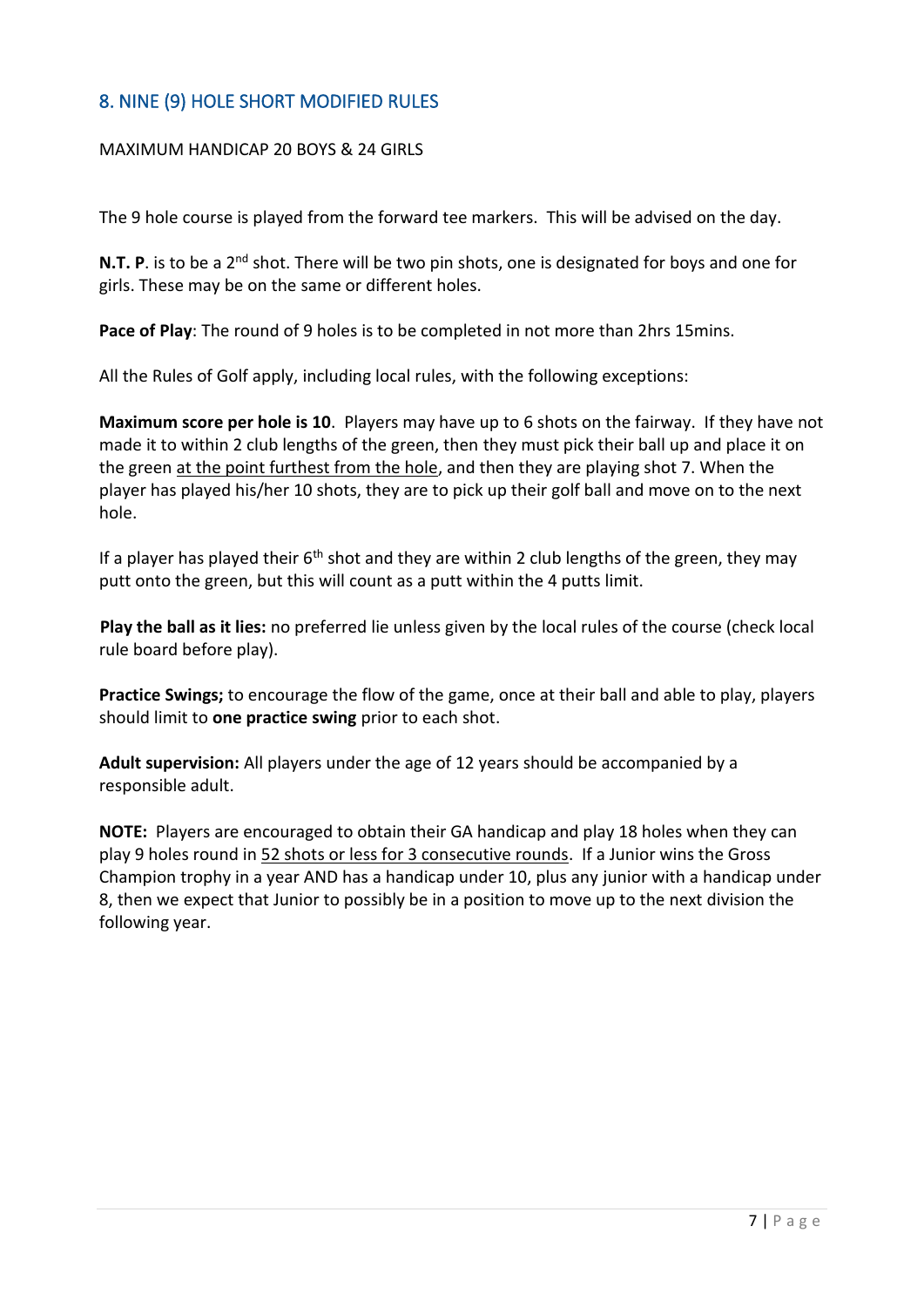## 8. NINE (9) HOLE SHORT MODIFIED RULES

MAXIMUM HANDICAP 20 BOYS & 24 GIRLS

The 9 hole course is played from the forward tee markers. This will be advised on the day.

**N.T. P**. is to be a 2nd shot. There will be two pin shots, one is designated for boys and one for girls. These may be on the same or different holes.

**Pace of Play**: The round of 9 holes is to be completed in not more than 2hrs 15mins.

All the Rules of Golf apply, including local rules, with the following exceptions:

**Maximum score per hole is 10**. Players may have up to 6 shots on the fairway. If they have not made it to within 2 club lengths of the green, then they must pick their ball up and place it on the green <u>at the point furthest from the hole</u>, and then they are playing shot 7. When the player has played his/her 10 shots, they are to pick up their golf ball and move on to the next hole.

If a player has played their 6th shot and they are within 2 club lengths of the green, they may putt onto the green, but this will count as a putt within the 4 putts limit.

**Play the ball as it lies:** no preferred lie unless given by the local rules of the course (check local rule board before play).

**Practice Swings;** to encourage the flow of the game, once at their ball and able to play, players should limit to **one practice swing** prior to each shot.

**Adult supervision:** All players under the age of 12 years should be accompanied by a responsible adult.

**NOTE:** Players are encouraged to obtain their GA handicap and play 18 holes when they can play 9 holes round in <u>52 shots or less for 3 consecutive rounds</u>. If a Junior wins the Gross Champion trophy in a year AND has a handicap under 10, plus any junior with a handicap under 8, then we expect that Junior to possibly be in a position to move up to the next division the following year.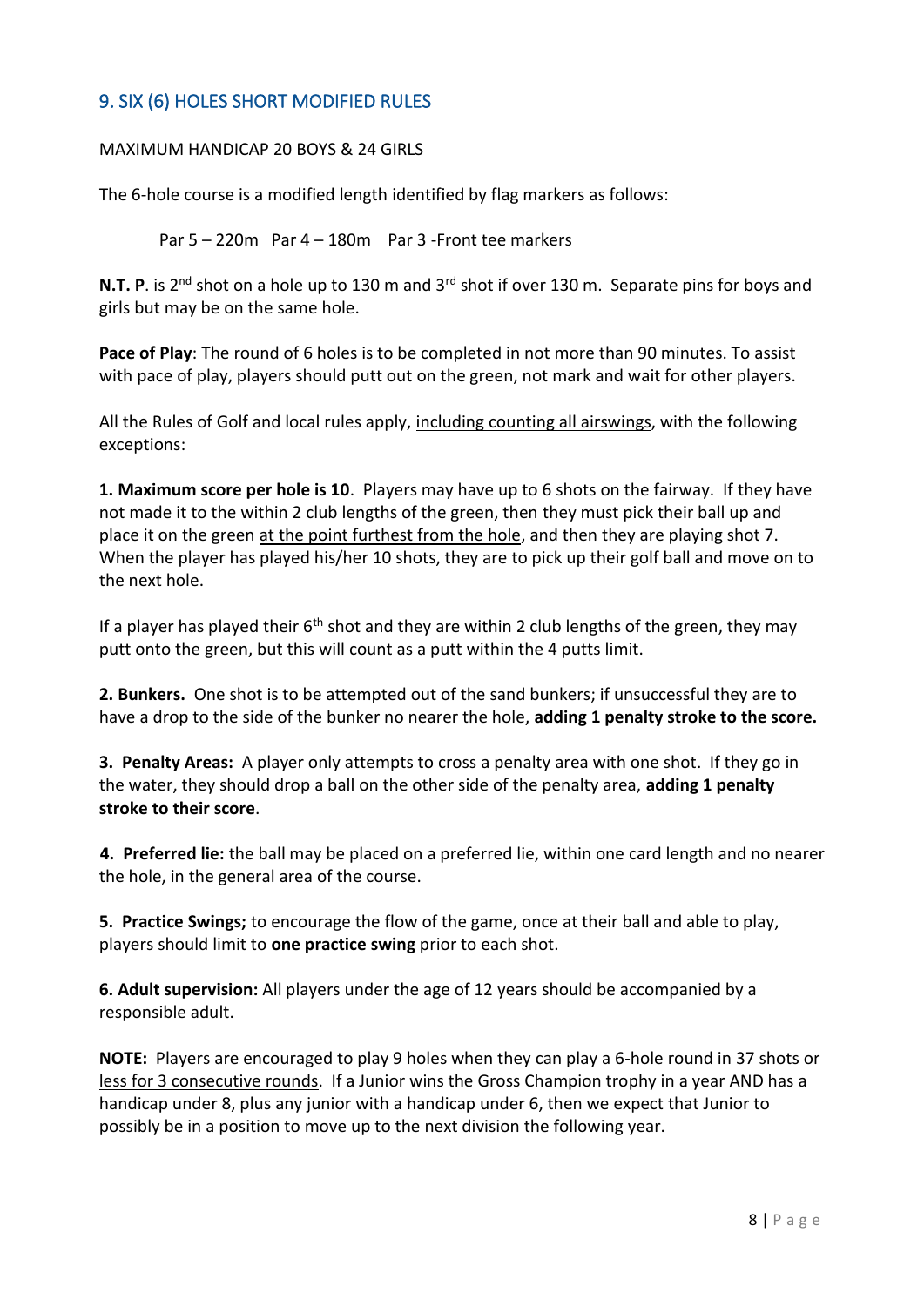## 9. SIX (6) HOLES SHORT MODIFIED RULES

MAXIMUM HANDICAP 20 BOYS & 24 GIRLS

The 6-hole course is a modified length identified by flag markers as follows:

Par 5 – 220m  Par 4 – 180m  Par 3 -Front tee markers

**N.T. P**. is 2nd shot on a hole up to 130 m and 3rd shot if over 130 m. Separate pins for boys and girls but may be on the same hole.

**Pace of Play**: The round of 6 holes is to be completed in not more than 90 minutes. To assist with pace of play, players should putt out on the green, not mark and wait for other players.

All the Rules of Golf and local rules apply, <u>including counting all airswings</u>, with the following exceptions:

**1. Maximum score per hole is 10**. Players may have up to 6 shots on the fairway. If they have not made it to the within 2 club lengths of the green, then they must pick their ball up and place it on the green <u>at the point furthest from the hole</u>, and then they are playing shot 7. When the player has played his/her 10 shots, they are to pick up their golf ball and move on to the next hole.

If a player has played their 6th shot and they are within 2 club lengths of the green, they may putt onto the green, but this will count as a putt within the 4 putts limit.

**2. Bunkers.** One shot is to be attempted out of the sand bunkers; if unsuccessful they are to have a drop to the side of the bunker no nearer the hole, **adding 1 penalty stroke to the score.**

**3. Penalty Areas:** A player only attempts to cross a penalty area with one shot. If they go in the water, they should drop a ball on the other side of the penalty area, **adding 1 penalty stroke to their score**.

**4. Preferred lie:** the ball may be placed on a preferred lie, within one card length and no nearer the hole, in the general area of the course.

**5. Practice Swings;** to encourage the flow of the game, once at their ball and able to play, players should limit to **one practice swing** prior to each shot.

**6. Adult supervision:** All players under the age of 12 years should be accompanied by a responsible adult.

**NOTE:** Players are encouraged to play 9 holes when they can play a 6-hole round in <u>37 shots or less for 3 consecutive rounds</u>. If a Junior wins the Gross Champion trophy in a year AND has a handicap under 8, plus any junior with a handicap under 6, then we expect that Junior to possibly be in a position to move up to the next division the following year.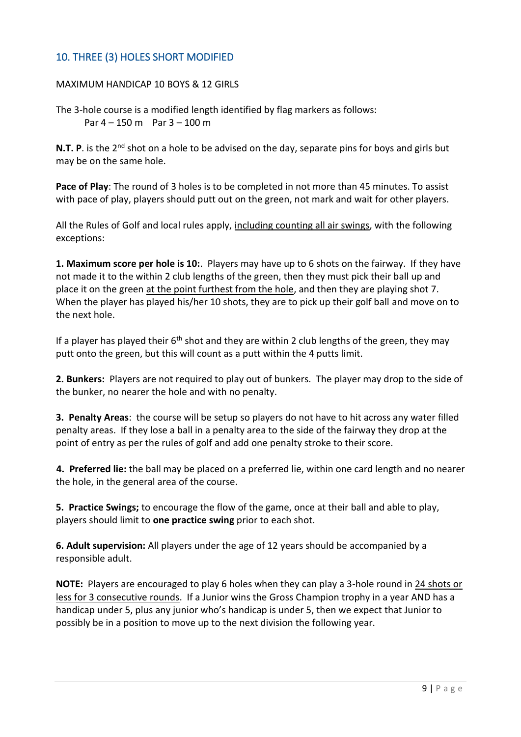## 10. THREE (3) HOLES SHORT MODIFIED

MAXIMUM HANDICAP 10 BOYS & 12 GIRLS

The 3-hole course is a modified length identified by flag markers as follows:

Par 4 – 150 m    Par 3 – 100 m

**N.T. P**. is the 2nd shot on a hole to be advised on the day, separate pins for boys and girls but may be on the same hole.

**Pace of Play**: The round of 3 holes is to be completed in not more than 45 minutes. To assist with pace of play, players should putt out on the green, not mark and wait for other players.

All the Rules of Golf and local rules apply, <u>including counting all air swings</u>, with the following exceptions:

**1. Maximum score per hole is 10:**. Players may have up to 6 shots on the fairway. If they have not made it to the within 2 club lengths of the green, then they must pick their ball up and place it on the green <u>at the point furthest from the hole</u>, and then they are playing shot 7. When the player has played his/her 10 shots, they are to pick up their golf ball and move on to the next hole.

If a player has played their 6th shot and they are within 2 club lengths of the green, they may putt onto the green, but this will count as a putt within the 4 putts limit.

**2. Bunkers:** Players are not required to play out of bunkers. The player may drop to the side of the bunker, no nearer the hole and with no penalty.

**3. Penalty Areas**: the course will be setup so players do not have to hit across any water filled penalty areas. If they lose a ball in a penalty area to the side of the fairway they drop at the point of entry as per the rules of golf and add one penalty stroke to their score.

**4. Preferred lie:** the ball may be placed on a preferred lie, within one card length and no nearer the hole, in the general area of the course.

**5. Practice Swings;** to encourage the flow of the game, once at their ball and able to play, players should limit to **one practice swing** prior to each shot.

**6. Adult supervision:** All players under the age of 12 years should be accompanied by a responsible adult.

**NOTE:** Players are encouraged to play 6 holes when they can play a 3-hole round in <u>24 shots or less for 3 consecutive rounds</u>. If a Junior wins the Gross Champion trophy in a year AND has a handicap under 5, plus any junior who's handicap is under 5, then we expect that Junior to possibly be in a position to move up to the next division the following year.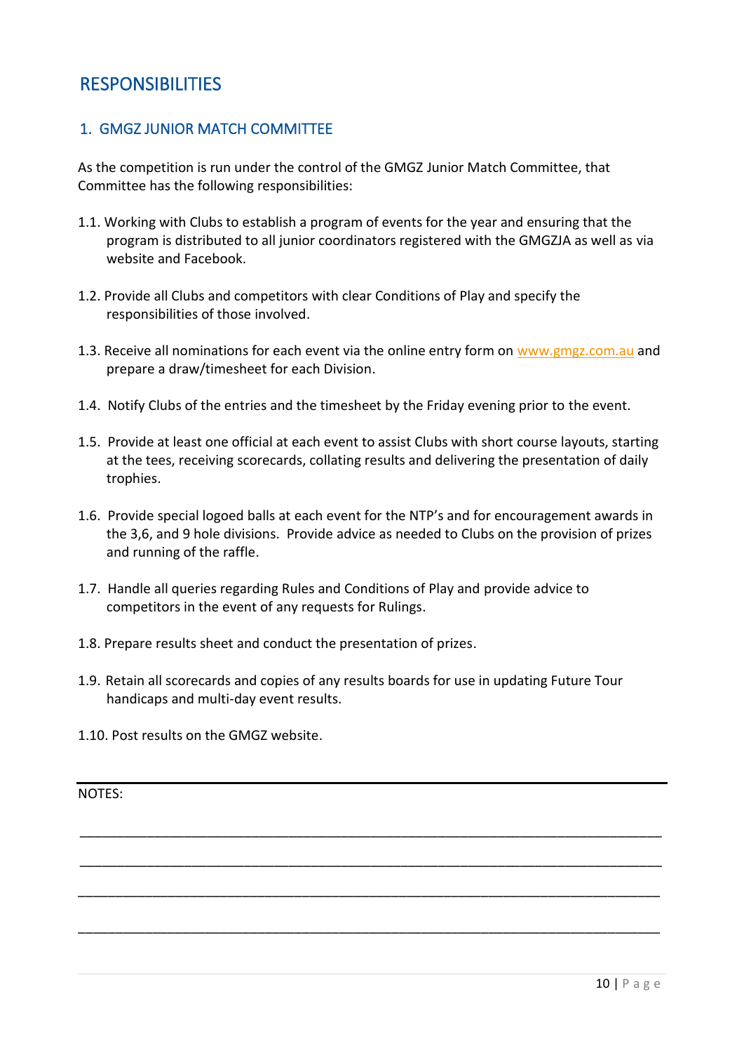# RESPONSIBILITIES

## 1. GMGZ JUNIOR MATCH COMMITTEE

As the competition is run under the control of the GMGZ Junior Match Committee, that Committee has the following responsibilities:

1.1. Working with Clubs to establish a program of events for the year and ensuring that the program is distributed to all junior coordinators registered with the GMGZJA as well as via website and Facebook.

1.2. Provide all Clubs and competitors with clear Conditions of Play and specify the responsibilities of those involved.

1.3. Receive all nominations for each event via the online entry form on www.gmgz.com.au and prepare a draw/timesheet for each Division.

1.4. Notify Clubs of the entries and the timesheet by the Friday evening prior to the event.

1.5. Provide at least one official at each event to assist Clubs with short course layouts, starting at the tees, receiving scorecards, collating results and delivering the presentation of daily trophies.

1.6. Provide special logoed balls at each event for the NTP's and for encouragement awards in the 3,6, and 9 hole divisions. Provide advice as needed to Clubs on the provision of prizes and running of the raffle.

1.7. Handle all queries regarding Rules and Conditions of Play and provide advice to competitors in the event of any requests for Rulings.

1.8. Prepare results sheet and conduct the presentation of prizes.

1.9. Retain all scorecards and copies of any results boards for use in updating Future Tour handicaps and multi-day event results.

1.10. Post results on the GMGZ website.

---

NOTES:

______________________________________________________________________________

______________________________________________________________________________

______________________________________________________________________________

______________________________________________________________________________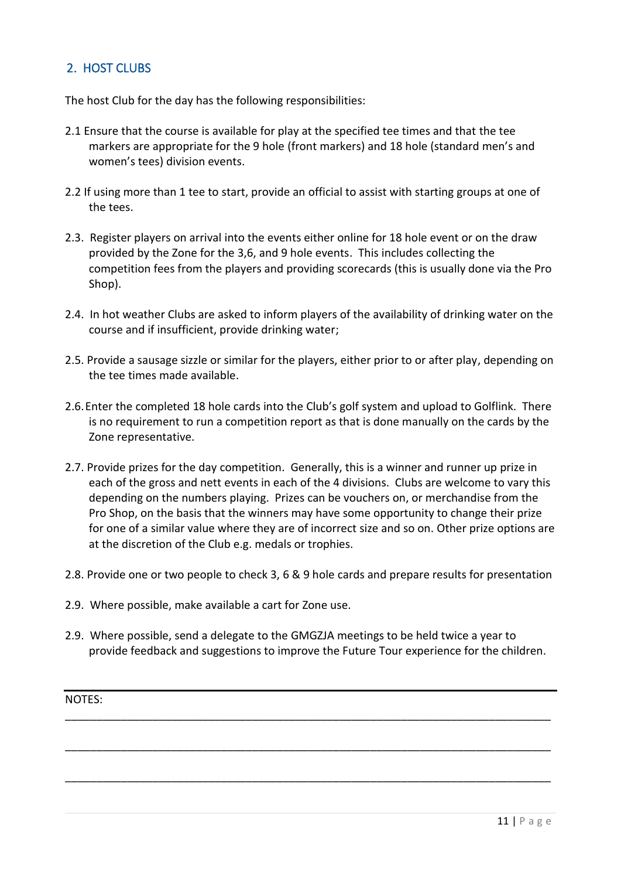## 2. HOST CLUBS

The host Club for the day has the following responsibilities:

2.1 Ensure that the course is available for play at the specified tee times and that the tee markers are appropriate for the 9 hole (front markers) and 18 hole (standard men's and women's tees) division events.

2.2 If using more than 1 tee to start, provide an official to assist with starting groups at one of the tees.

2.3. Register players on arrival into the events either online for 18 hole event or on the draw provided by the Zone for the 3,6, and 9 hole events. This includes collecting the competition fees from the players and providing scorecards (this is usually done via the Pro Shop).

2.4. In hot weather Clubs are asked to inform players of the availability of drinking water on the course and if insufficient, provide drinking water;

2.5. Provide a sausage sizzle or similar for the players, either prior to or after play, depending on the tee times made available.

2.6. Enter the completed 18 hole cards into the Club's golf system and upload to Golflink. There is no requirement to run a competition report as that is done manually on the cards by the Zone representative.

2.7. Provide prizes for the day competition. Generally, this is a winner and runner up prize in each of the gross and nett events in each of the 4 divisions. Clubs are welcome to vary this depending on the numbers playing. Prizes can be vouchers on, or merchandise from the Pro Shop, on the basis that the winners may have some opportunity to change their prize for one of a similar value where they are of incorrect size and so on. Other prize options are at the discretion of the Club e.g. medals or trophies.

2.8. Provide one or two people to check 3, 6 & 9 hole cards and prepare results for presentation

2.9. Where possible, make available a cart for Zone use.

2.9. Where possible, send a delegate to the GMGZJA meetings to be held twice a year to provide feedback and suggestions to improve the Future Tour experience for the children.

---

NOTES:

_______________________________________________________________________________

_______________________________________________________________________________

_______________________________________________________________________________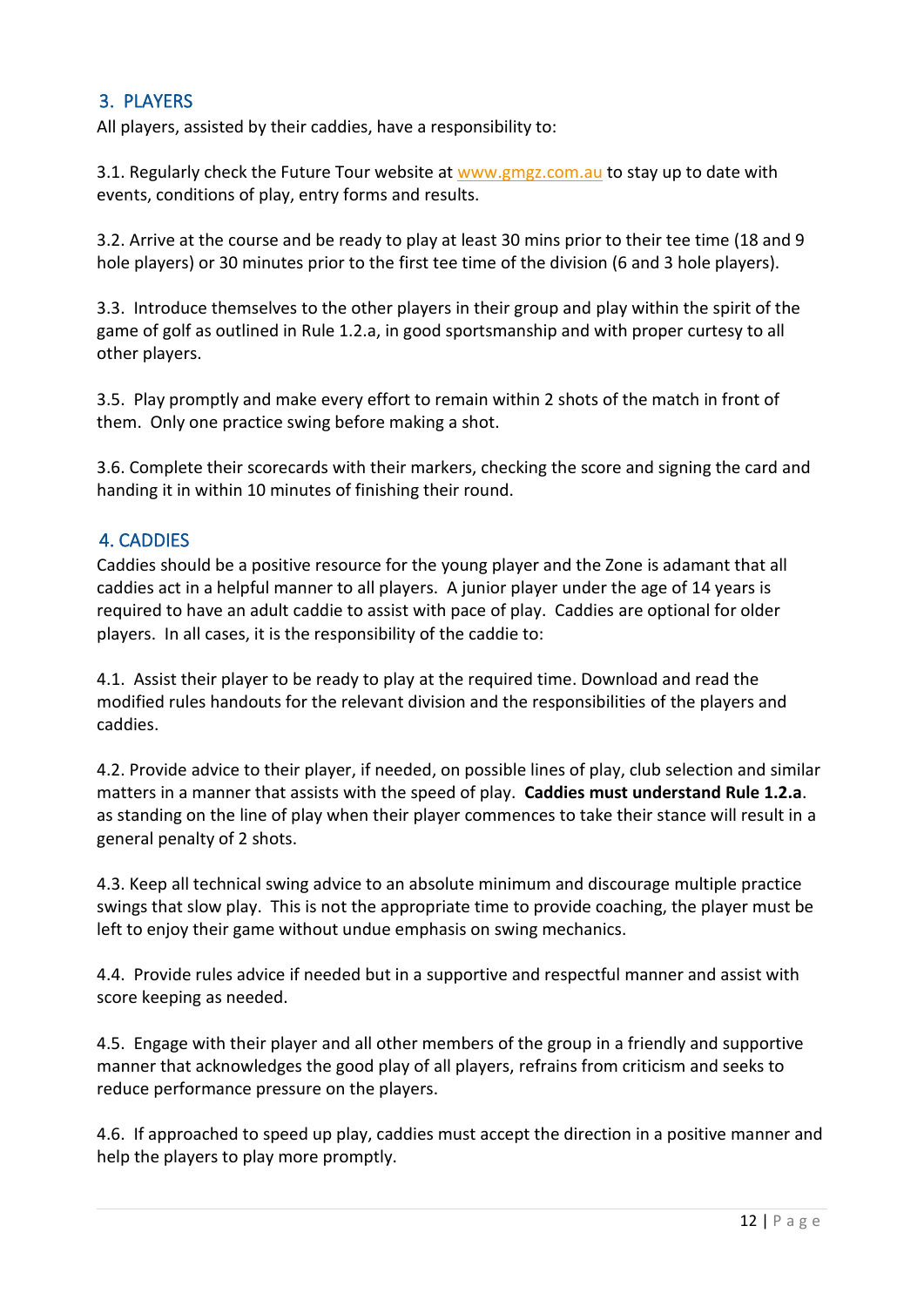## 3. PLAYERS

All players, assisted by their caddies, have a responsibility to:

3.1. Regularly check the Future Tour website at www.gmgz.com.au to stay up to date with events, conditions of play, entry forms and results.

3.2. Arrive at the course and be ready to play at least 30 mins prior to their tee time (18 and 9 hole players) or 30 minutes prior to the first tee time of the division (6 and 3 hole players).

3.3. Introduce themselves to the other players in their group and play within the spirit of the game of golf as outlined in Rule 1.2.a, in good sportsmanship and with proper curtesy to all other players.

3.5. Play promptly and make every effort to remain within 2 shots of the match in front of them. Only one practice swing before making a shot.

3.6. Complete their scorecards with their markers, checking the score and signing the card and handing it in within 10 minutes of finishing their round.

## 4. CADDIES

Caddies should be a positive resource for the young player and the Zone is adamant that all caddies act in a helpful manner to all players. A junior player under the age of 14 years is required to have an adult caddie to assist with pace of play. Caddies are optional for older players. In all cases, it is the responsibility of the caddie to:

4.1. Assist their player to be ready to play at the required time. Download and read the modified rules handouts for the relevant division and the responsibilities of the players and caddies.

4.2. Provide advice to their player, if needed, on possible lines of play, club selection and similar matters in a manner that assists with the speed of play. **Caddies must understand Rule 1.2.a**. as standing on the line of play when their player commences to take their stance will result in a general penalty of 2 shots.

4.3. Keep all technical swing advice to an absolute minimum and discourage multiple practice swings that slow play. This is not the appropriate time to provide coaching, the player must be left to enjoy their game without undue emphasis on swing mechanics.

4.4. Provide rules advice if needed but in a supportive and respectful manner and assist with score keeping as needed.

4.5. Engage with their player and all other members of the group in a friendly and supportive manner that acknowledges the good play of all players, refrains from criticism and seeks to reduce performance pressure on the players.

4.6. If approached to speed up play, caddies must accept the direction in a positive manner and help the players to play more promptly.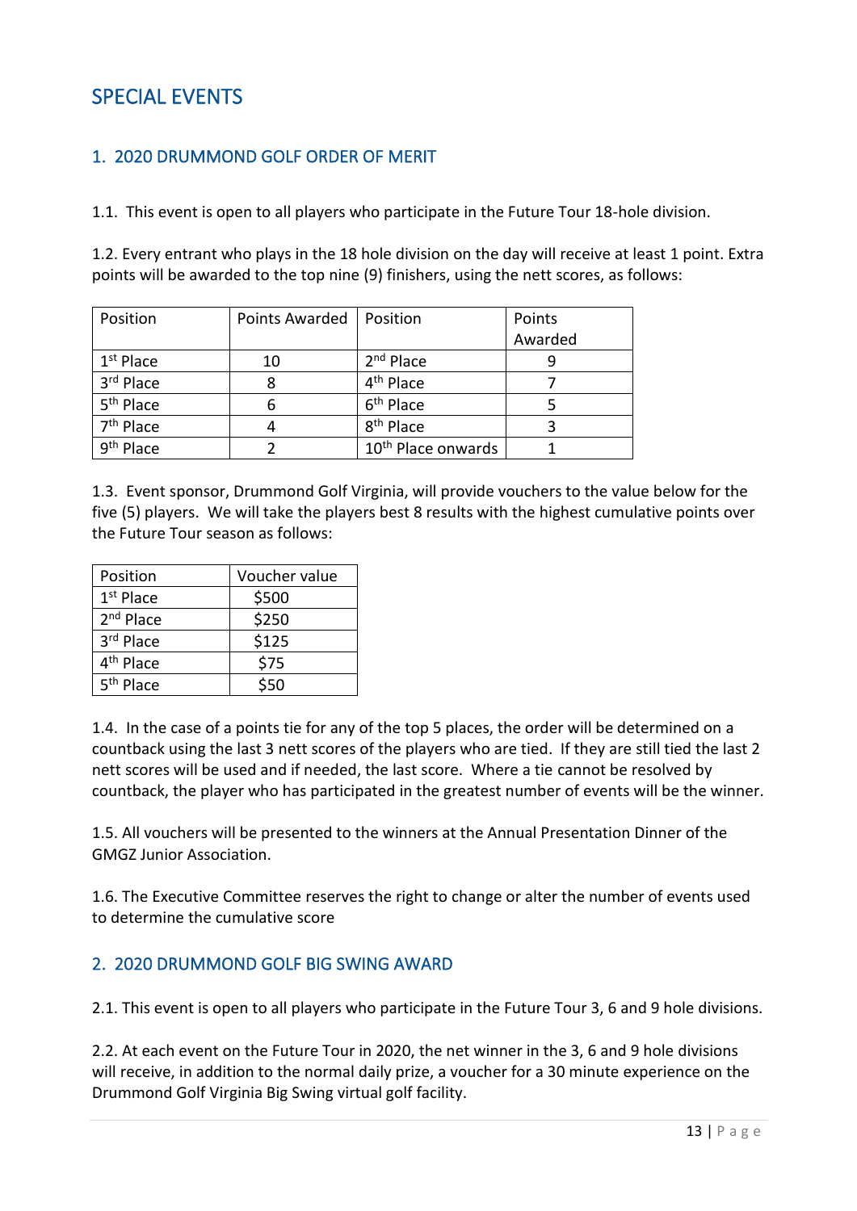# SPECIAL EVENTS

## 1. 2020 DRUMMOND GOLF ORDER OF MERIT

1.1. This event is open to all players who participate in the Future Tour 18-hole division.

1.2. Every entrant who plays in the 18 hole division on the day will receive at least 1 point. Extra points will be awarded to the top nine (9) finishers, using the nett scores, as follows:

| Position | Points Awarded | Position | Points Awarded |
|---|---|---|---|
| 1st Place | 10 | 2nd Place | 9 |
| 3rd Place | 8 | 4th Place | 7 |
| 5th Place | 6 | 6th Place | 5 |
| 7th Place | 4 | 8th Place | 3 |
| 9th Place | 2 | 10th Place onwards | 1 |

1.3. Event sponsor, Drummond Golf Virginia, will provide vouchers to the value below for the five (5) players. We will take the players best 8 results with the highest cumulative points over the Future Tour season as follows:

| Position | Voucher value |
|---|---|
| 1st Place | $500 |
| 2nd Place | $250 |
| 3rd Place | $125 |
| 4th Place | $75 |
| 5th Place | $50 |

1.4. In the case of a points tie for any of the top 5 places, the order will be determined on a countback using the last 3 nett scores of the players who are tied. If they are still tied the last 2 nett scores will be used and if needed, the last score. Where a tie cannot be resolved by countback, the player who has participated in the greatest number of events will be the winner.

1.5. All vouchers will be presented to the winners at the Annual Presentation Dinner of the GMGZ Junior Association.

1.6. The Executive Committee reserves the right to change or alter the number of events used to determine the cumulative score

## 2. 2020 DRUMMOND GOLF BIG SWING AWARD

2.1. This event is open to all players who participate in the Future Tour 3, 6 and 9 hole divisions.

2.2. At each event on the Future Tour in 2020, the net winner in the 3, 6 and 9 hole divisions will receive, in addition to the normal daily prize, a voucher for a 30 minute experience on the Drummond Golf Virginia Big Swing virtual golf facility.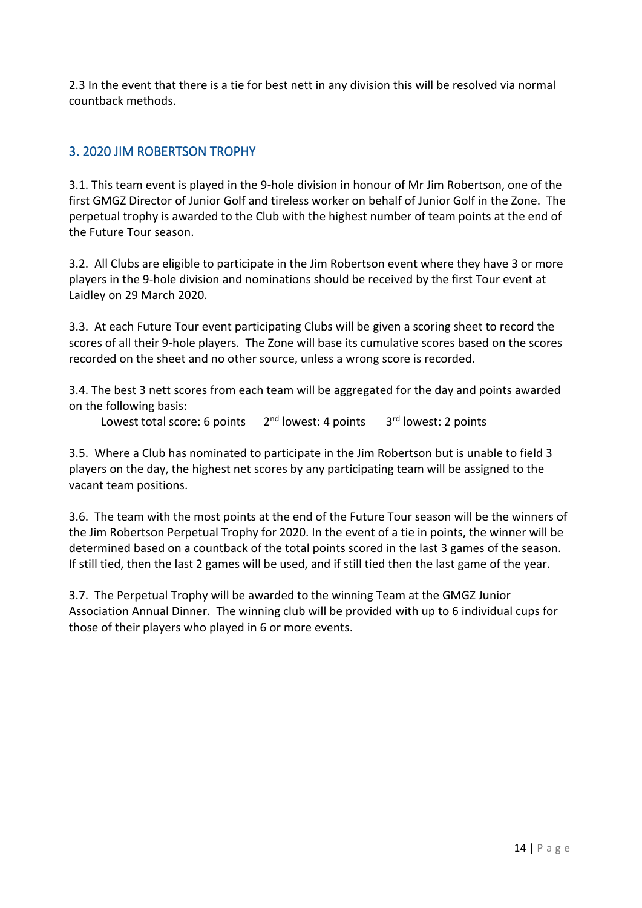2.3 In the event that there is a tie for best nett in any division this will be resolved via normal countback methods.

## 3. 2020 JIM ROBERTSON TROPHY

3.1. This team event is played in the 9-hole division in honour of Mr Jim Robertson, one of the first GMGZ Director of Junior Golf and tireless worker on behalf of Junior Golf in the Zone. The perpetual trophy is awarded to the Club with the highest number of team points at the end of the Future Tour season.

3.2. All Clubs are eligible to participate in the Jim Robertson event where they have 3 or more players in the 9-hole division and nominations should be received by the first Tour event at Laidley on 29 March 2020.

3.3. At each Future Tour event participating Clubs will be given a scoring sheet to record the scores of all their 9-hole players. The Zone will base its cumulative scores based on the scores recorded on the sheet and no other source, unless a wrong score is recorded.

3.4. The best 3 nett scores from each team will be aggregated for the day and points awarded on the following basis:

Lowest total score: 6 points  2nd lowest: 4 points  3rd lowest: 2 points

3.5. Where a Club has nominated to participate in the Jim Robertson but is unable to field 3 players on the day, the highest net scores by any participating team will be assigned to the vacant team positions.

3.6. The team with the most points at the end of the Future Tour season will be the winners of the Jim Robertson Perpetual Trophy for 2020. In the event of a tie in points, the winner will be determined based on a countback of the total points scored in the last 3 games of the season. If still tied, then the last 2 games will be used, and if still tied then the last game of the year.

3.7. The Perpetual Trophy will be awarded to the winning Team at the GMGZ Junior Association Annual Dinner. The winning club will be provided with up to 6 individual cups for those of their players who played in 6 or more events.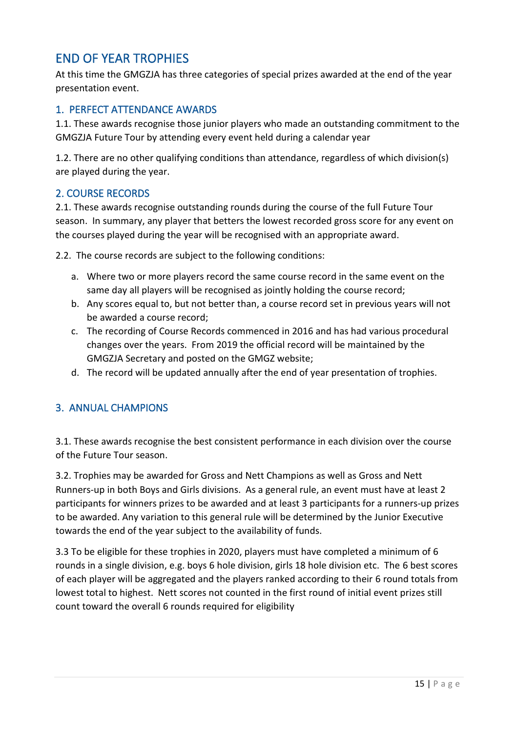# END OF YEAR TROPHIES

At this time the GMGZJA has three categories of special prizes awarded at the end of the year presentation event.

## 1. PERFECT ATTENDANCE AWARDS

1.1. These awards recognise those junior players who made an outstanding commitment to the GMGZJA Future Tour by attending every event held during a calendar year

1.2. There are no other qualifying conditions than attendance, regardless of which division(s) are played during the year.

## 2. COURSE RECORDS

2.1. These awards recognise outstanding rounds during the course of the full Future Tour season. In summary, any player that betters the lowest recorded gross score for any event on the courses played during the year will be recognised with an appropriate award.

2.2. The course records are subject to the following conditions:

a. Where two or more players record the same course record in the same event on the same day all players will be recognised as jointly holding the course record;
b. Any scores equal to, but not better than, a course record set in previous years will not be awarded a course record;
c. The recording of Course Records commenced in 2016 and has had various procedural changes over the years. From 2019 the official record will be maintained by the GMGZJA Secretary and posted on the GMGZ website;
d. The record will be updated annually after the end of year presentation of trophies.

## 3. ANNUAL CHAMPIONS

3.1. These awards recognise the best consistent performance in each division over the course of the Future Tour season.

3.2. Trophies may be awarded for Gross and Nett Champions as well as Gross and Nett Runners-up in both Boys and Girls divisions. As a general rule, an event must have at least 2 participants for winners prizes to be awarded and at least 3 participants for a runners-up prizes to be awarded. Any variation to this general rule will be determined by the Junior Executive towards the end of the year subject to the availability of funds.

3.3 To be eligible for these trophies in 2020, players must have completed a minimum of 6 rounds in a single division, e.g. boys 6 hole division, girls 18 hole division etc. The 6 best scores of each player will be aggregated and the players ranked according to their 6 round totals from lowest total to highest. Nett scores not counted in the first round of initial event prizes still count toward the overall 6 rounds required for eligibility